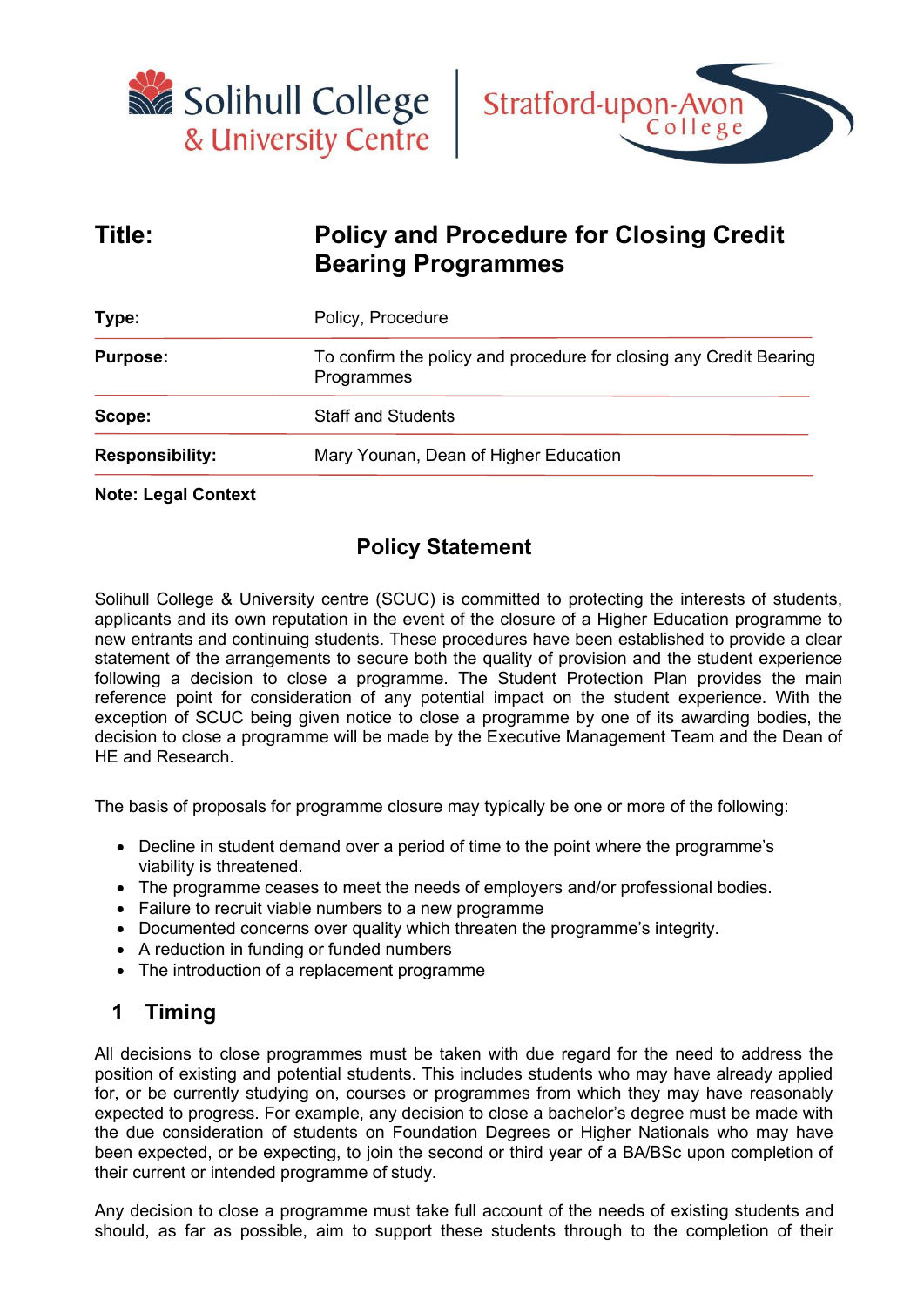Solihull College & University Centre | Stratford-upon-Avon College

| | |
|---|---|
| **Title:** | **Policy and Procedure for Closing Credit Bearing Programmes** |
| **Type:** | Policy, Procedure |
| **Purpose:** | To confirm the policy and procedure for closing any Credit Bearing Programmes |
| **Scope:** | Staff and Students |
| **Responsibility:** | Mary Younan, Dean of Higher Education |

**Note: Legal Context**

## Policy Statement

Solihull College & University centre (SCUC) is committed to protecting the interests of students, applicants and its own reputation in the event of the closure of a Higher Education programme to new entrants and continuing students. These procedures have been established to provide a clear statement of the arrangements to secure both the quality of provision and the student experience following a decision to close a programme. The Student Protection Plan provides the main reference point for consideration of any potential impact on the student experience. With the exception of SCUC being given notice to close a programme by one of its awarding bodies, the decision to close a programme will be made by the Executive Management Team and the Dean of HE and Research.

The basis of proposals for programme closure may typically be one or more of the following:

- Decline in student demand over a period of time to the point where the programme's viability is threatened.
- The programme ceases to meet the needs of employers and/or professional bodies.
- Failure to recruit viable numbers to a new programme
- Documented concerns over quality which threaten the programme's integrity.
- A reduction in funding or funded numbers
- The introduction of a replacement programme

## 1 Timing

All decisions to close programmes must be taken with due regard for the need to address the position of existing and potential students. This includes students who may have already applied for, or be currently studying on, courses or programmes from which they may have reasonably expected to progress. For example, any decision to close a bachelor's degree must be made with the due consideration of students on Foundation Degrees or Higher Nationals who may have been expected, or be expecting, to join the second or third year of a BA/BSc upon completion of their current or intended programme of study.

Any decision to close a programme must take full account of the needs of existing students and should, as far as possible, aim to support these students through to the completion of their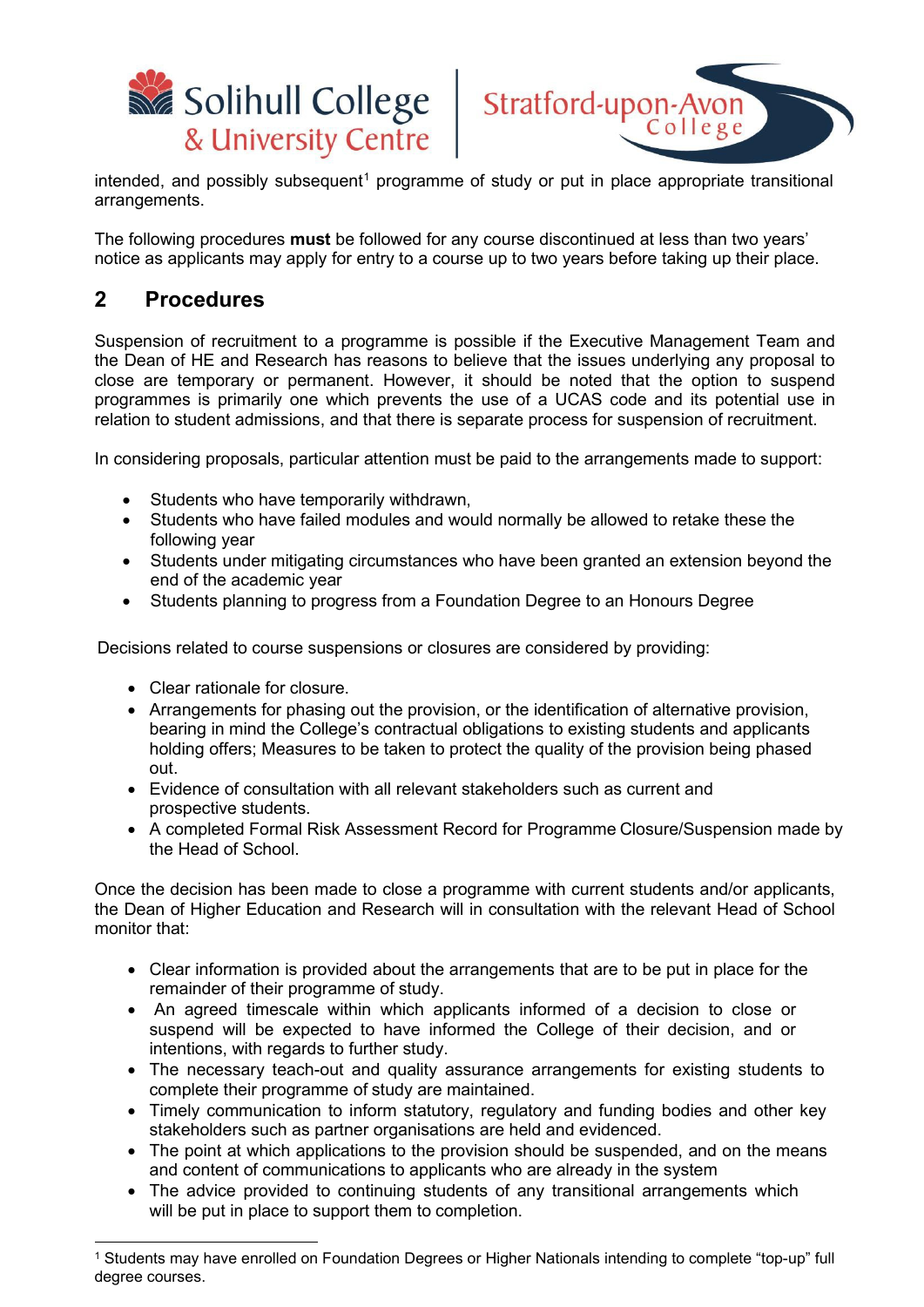intended, and possibly subsequent[1] programme of study or put in place appropriate transitional arrangements.

The following procedures **must** be followed for any course discontinued at less than two years' notice as applicants may apply for entry to a course up to two years before taking up their place.

## 2 Procedures

Suspension of recruitment to a programme is possible if the Executive Management Team and the Dean of HE and Research has reasons to believe that the issues underlying any proposal to close are temporary or permanent. However, it should be noted that the option to suspend programmes is primarily one which prevents the use of a UCAS code and its potential use in relation to student admissions, and that there is separate process for suspension of recruitment.

In considering proposals, particular attention must be paid to the arrangements made to support:

- Students who have temporarily withdrawn,
- Students who have failed modules and would normally be allowed to retake these the following year
- Students under mitigating circumstances who have been granted an extension beyond the end of the academic year
- Students planning to progress from a Foundation Degree to an Honours Degree

Decisions related to course suspensions or closures are considered by providing:

- Clear rationale for closure.
- Arrangements for phasing out the provision, or the identification of alternative provision, bearing in mind the College's contractual obligations to existing students and applicants holding offers; Measures to be taken to protect the quality of the provision being phased out.
- Evidence of consultation with all relevant stakeholders such as current and prospective students.
- A completed Formal Risk Assessment Record for Programme Closure/Suspension made by the Head of School.

Once the decision has been made to close a programme with current students and/or applicants, the Dean of Higher Education and Research will in consultation with the relevant Head of School monitor that:

- Clear information is provided about the arrangements that are to be put in place for the remainder of their programme of study.
- An agreed timescale within which applicants informed of a decision to close or suspend will be expected to have informed the College of their decision, and or intentions, with regards to further study.
- The necessary teach-out and quality assurance arrangements for existing students to complete their programme of study are maintained.
- Timely communication to inform statutory, regulatory and funding bodies and other key stakeholders such as partner organisations are held and evidenced.
- The point at which applications to the provision should be suspended, and on the means and content of communications to applicants who are already in the system
- The advice provided to continuing students of any transitional arrangements which will be put in place to support them to completion.

[1] Students may have enrolled on Foundation Degrees or Higher Nationals intending to complete "top-up" full degree courses.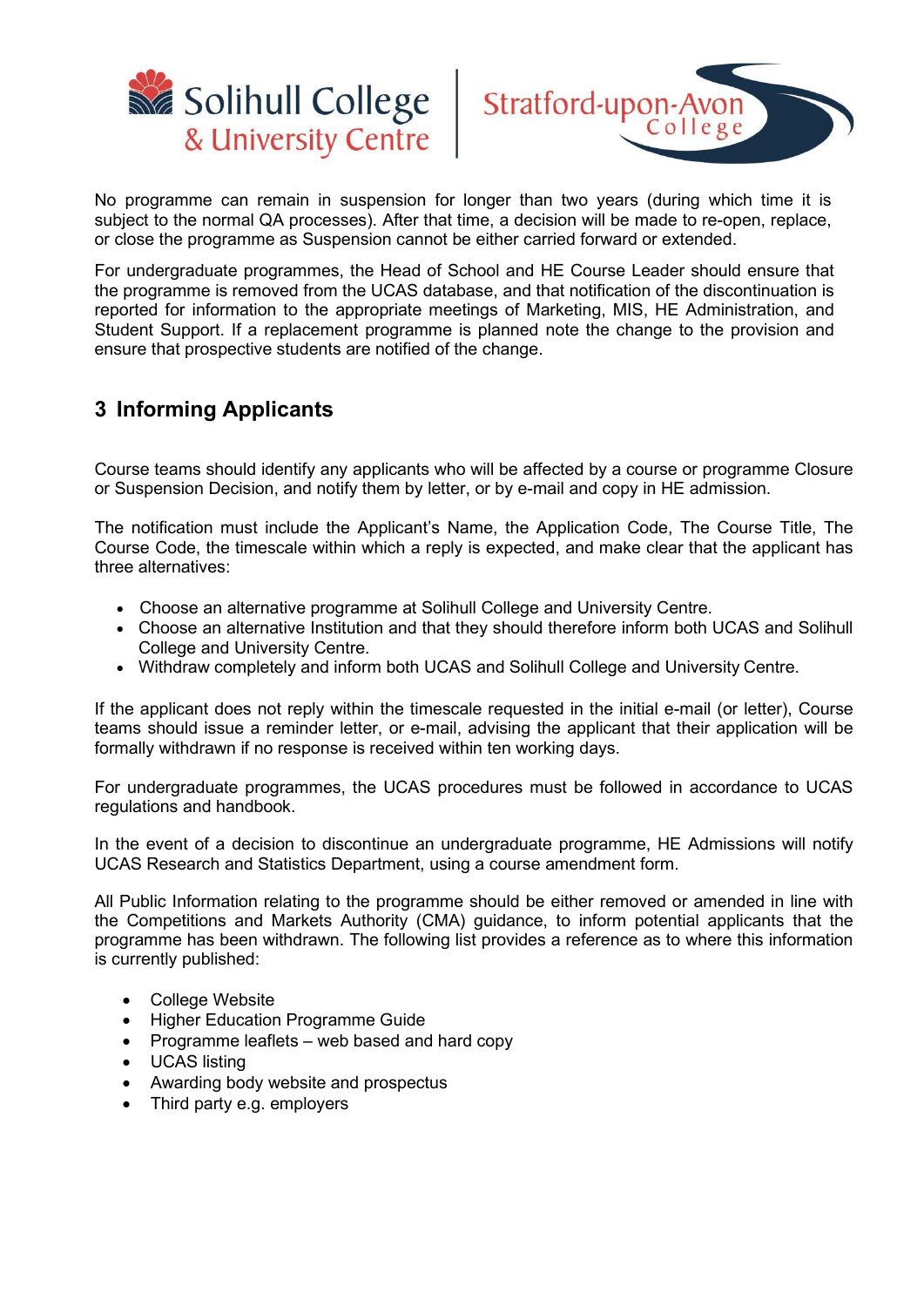No programme can remain in suspension for longer than two years (during which time it is subject to the normal QA processes). After that time, a decision will be made to re-open, replace, or close the programme as Suspension cannot be either carried forward or extended.

For undergraduate programmes, the Head of School and HE Course Leader should ensure that the programme is removed from the UCAS database, and that notification of the discontinuation is reported for information to the appropriate meetings of Marketing, MIS, HE Administration, and Student Support. If a replacement programme is planned note the change to the provision and ensure that prospective students are notified of the change.

## 3 Informing Applicants

Course teams should identify any applicants who will be affected by a course or programme Closure or Suspension Decision, and notify them by letter, or by e-mail and copy in HE admission.

The notification must include the Applicant's Name, the Application Code, The Course Title, The Course Code, the timescale within which a reply is expected, and make clear that the applicant has three alternatives:

- Choose an alternative programme at Solihull College and University Centre.
- Choose an alternative Institution and that they should therefore inform both UCAS and Solihull College and University Centre.
- Withdraw completely and inform both UCAS and Solihull College and University Centre.

If the applicant does not reply within the timescale requested in the initial e-mail (or letter), Course teams should issue a reminder letter, or e-mail, advising the applicant that their application will be formally withdrawn if no response is received within ten working days.

For undergraduate programmes, the UCAS procedures must be followed in accordance to UCAS regulations and handbook.

In the event of a decision to discontinue an undergraduate programme, HE Admissions will notify UCAS Research and Statistics Department, using a course amendment form.

All Public Information relating to the programme should be either removed or amended in line with the Competitions and Markets Authority (CMA) guidance, to inform potential applicants that the programme has been withdrawn. The following list provides a reference as to where this information is currently published:

- College Website
- Higher Education Programme Guide
- Programme leaflets – web based and hard copy
- UCAS listing
- Awarding body website and prospectus
- Third party e.g. employers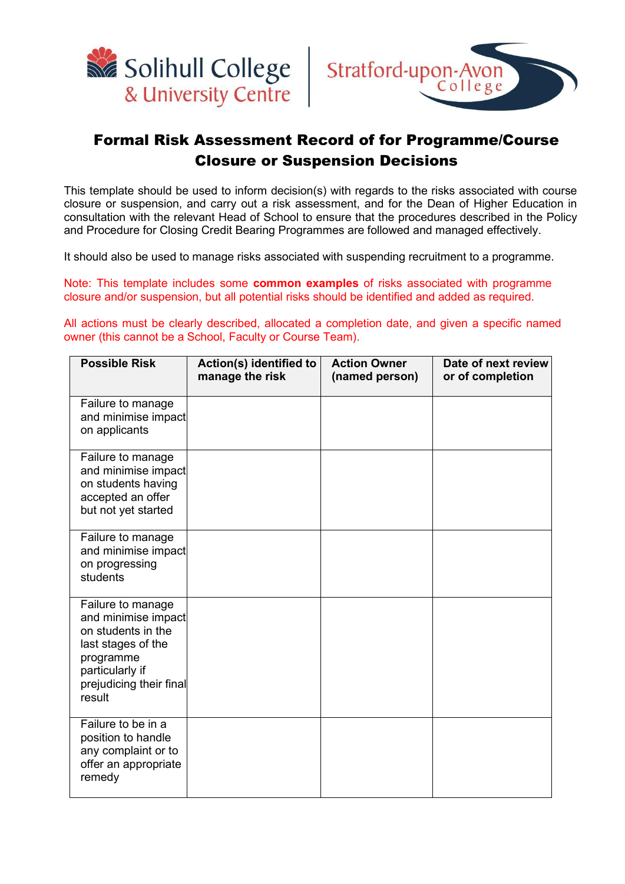# Formal Risk Assessment Record of for Programme/Course Closure or Suspension Decisions

This template should be used to inform decision(s) with regards to the risks associated with course closure or suspension, and carry out a risk assessment, and for the Dean of Higher Education in consultation with the relevant Head of School to ensure that the procedures described in the Policy and Procedure for Closing Credit Bearing Programmes are followed and managed effectively.

It should also be used to manage risks associated with suspending recruitment to a programme.

Note: This template includes some **common examples** of risks associated with programme closure and/or suspension, but all potential risks should be identified and added as required.

All actions must be clearly described, allocated a completion date, and given a specific named owner (this cannot be a School, Faculty or Course Team).

| Possible Risk | Action(s) identified to manage the risk | Action Owner (named person) | Date of next review or of completion |
|---|---|---|---|
| Failure to manage and minimise impact on applicants | | | |
| Failure to manage and minimise impact on students having accepted an offer but not yet started | | | |
| Failure to manage and minimise impact on progressing students | | | |
| Failure to manage and minimise impact on students in the last stages of the programme particularly if prejudicing their final result | | | |
| Failure to be in a position to handle any complaint or to offer an appropriate remedy | | | |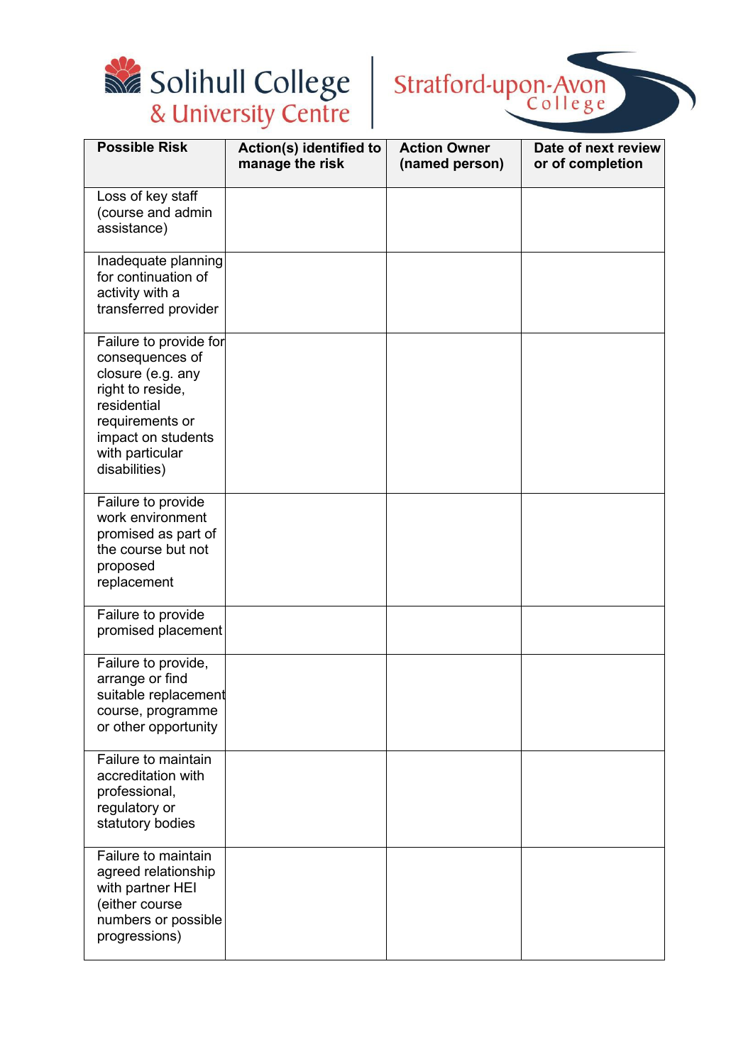| Possible Risk | Action(s) identified to manage the risk | Action Owner (named person) | Date of next review or of completion |
|---|---|---|---|
| Loss of key staff (course and admin assistance) | | | |
| Inadequate planning for continuation of activity with a transferred provider | | | |
| Failure to provide for consequences of closure (e.g. any right to reside, residential requirements or impact on students with particular disabilities) | | | |
| Failure to provide work environment promised as part of the course but not proposed replacement | | | |
| Failure to provide promised placement | | | |
| Failure to provide, arrange or find suitable replacement course, programme or other opportunity | | | |
| Failure to maintain accreditation with professional, regulatory or statutory bodies | | | |
| Failure to maintain agreed relationship with partner HEI (either course numbers or possible progressions) | | | |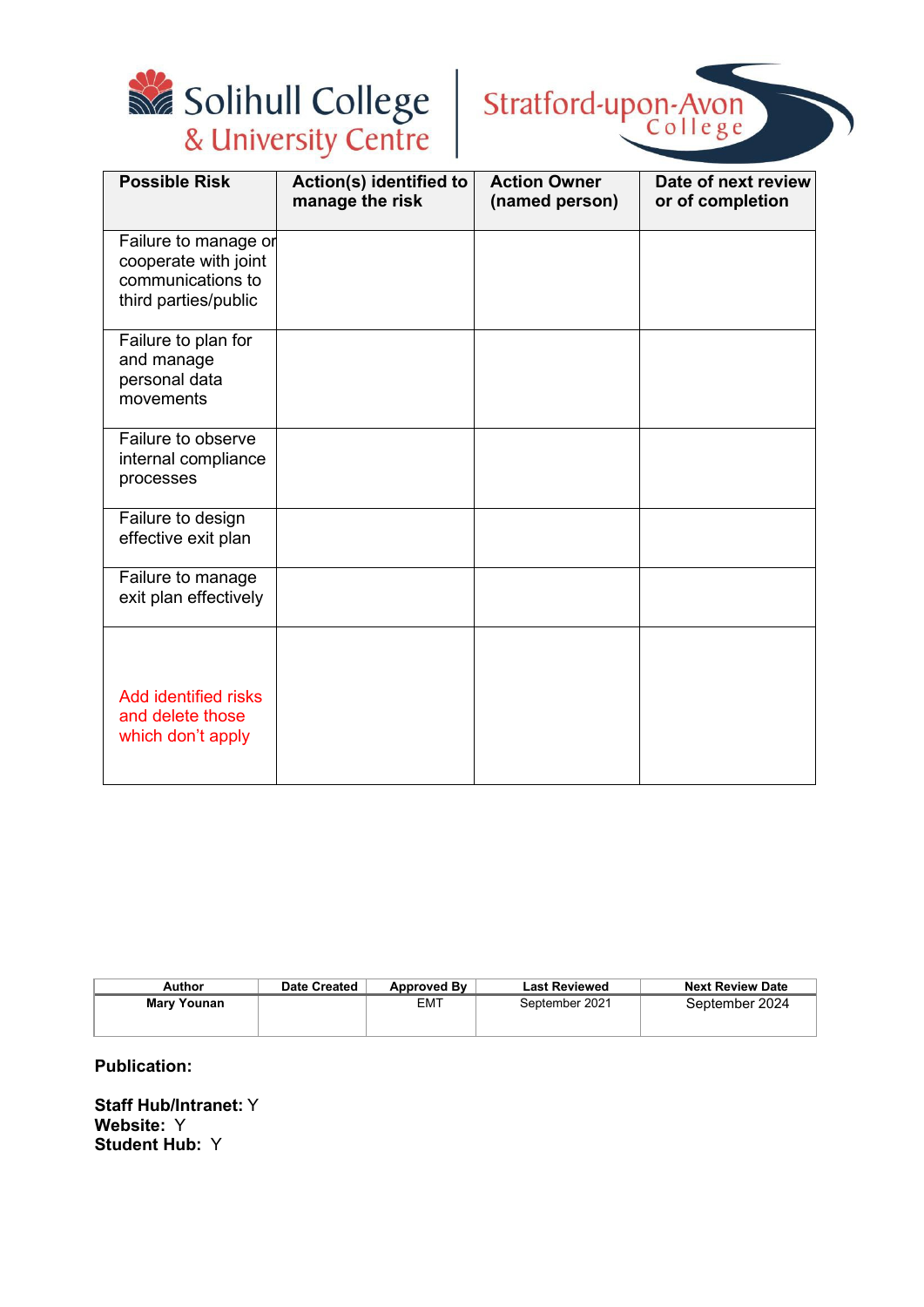| Possible Risk | Action(s) identified to manage the risk | Action Owner (named person) | Date of next review or of completion |
|---|---|---|---|
| Failure to manage or cooperate with joint communications to third parties/public | | | |
| Failure to plan for and manage personal data movements | | | |
| Failure to observe internal compliance processes | | | |
| Failure to design effective exit plan | | | |
| Failure to manage exit plan effectively | | | |
| Add identified risks and delete those which don't apply | | | |

| Author | Date Created | Approved By | Last Reviewed | Next Review Date |
|---|---|---|---|---|
| **Mary Younan** | | EMT | September 2021 | September 2024 |

**Publication:**

**Staff Hub/Intranet:** Y
**Website:** Y
**Student Hub:** Y